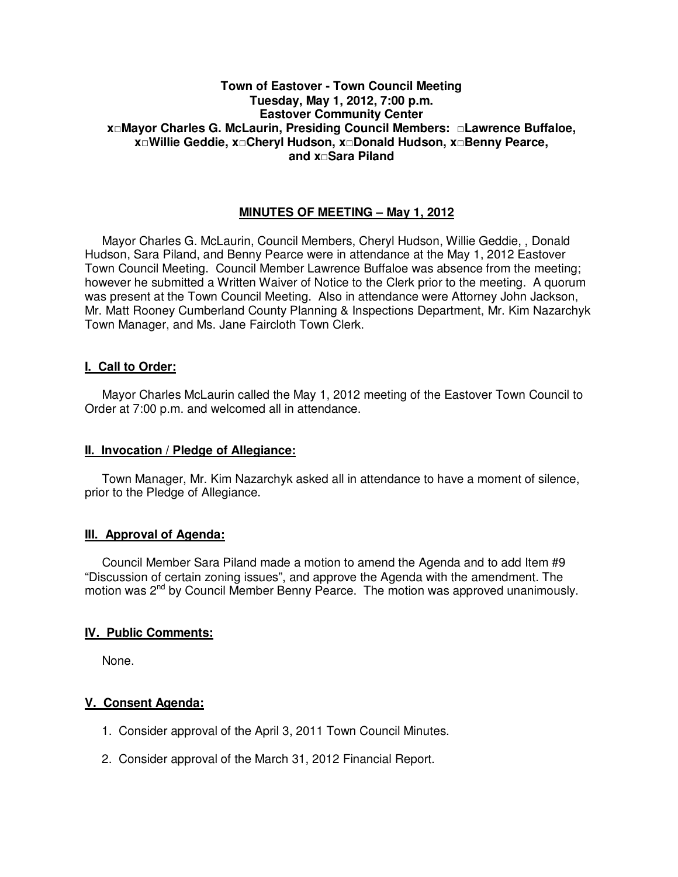**Town of Eastover - Town Council Meeting**
**Tuesday, May 1, 2012, 7:00 p.m.**
**Eastover Community Center**
**x□Mayor Charles G. McLaurin, Presiding Council Members: □Lawrence Buffaloe, x□Willie Geddie, x□Cheryl Hudson, x□Donald Hudson, x□Benny Pearce, and x□Sara Piland**

## MINUTES OF MEETING – May 1, 2012

Mayor Charles G. McLaurin, Council Members, Cheryl Hudson, Willie Geddie, , Donald Hudson, Sara Piland, and Benny Pearce were in attendance at the May 1, 2012 Eastover Town Council Meeting. Council Member Lawrence Buffaloe was absence from the meeting; however he submitted a Written Waiver of Notice to the Clerk prior to the meeting. A quorum was present at the Town Council Meeting. Also in attendance were Attorney John Jackson, Mr. Matt Rooney Cumberland County Planning & Inspections Department, Mr. Kim Nazarchyk Town Manager, and Ms. Jane Faircloth Town Clerk.

### I. Call to Order:

Mayor Charles McLaurin called the May 1, 2012 meeting of the Eastover Town Council to Order at 7:00 p.m. and welcomed all in attendance.

### II. Invocation / Pledge of Allegiance:

Town Manager, Mr. Kim Nazarchyk asked all in attendance to have a moment of silence, prior to the Pledge of Allegiance.

### III. Approval of Agenda:

Council Member Sara Piland made a motion to amend the Agenda and to add Item #9 "Discussion of certain zoning issues", and approve the Agenda with the amendment. The motion was 2nd by Council Member Benny Pearce. The motion was approved unanimously.

### IV. Public Comments:

None.

### V. Consent Agenda:

1. Consider approval of the April 3, 2011 Town Council Minutes.
2. Consider approval of the March 31, 2012 Financial Report.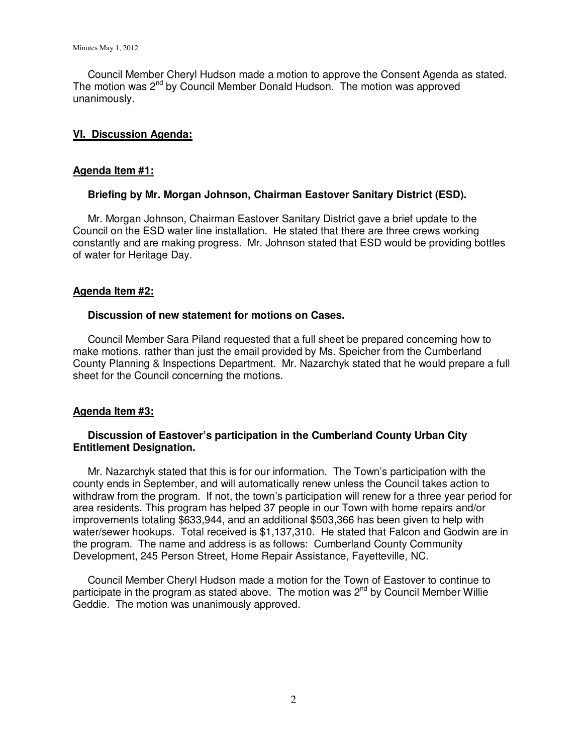Council Member Cheryl Hudson made a motion to approve the Consent Agenda as stated. The motion was 2nd by Council Member Donald Hudson. The motion was approved unanimously.

## VI. Discussion Agenda:

### Agenda Item #1:

**Briefing by Mr. Morgan Johnson, Chairman Eastover Sanitary District (ESD).**

Mr. Morgan Johnson, Chairman Eastover Sanitary District gave a brief update to the Council on the ESD water line installation. He stated that there are three crews working constantly and are making progress. Mr. Johnson stated that ESD would be providing bottles of water for Heritage Day.

### Agenda Item #2:

**Discussion of new statement for motions on Cases.**

Council Member Sara Piland requested that a full sheet be prepared concerning how to make motions, rather than just the email provided by Ms. Speicher from the Cumberland County Planning & Inspections Department. Mr. Nazarchyk stated that he would prepare a full sheet for the Council concerning the motions.

### Agenda Item #3:

**Discussion of Eastover's participation in the Cumberland County Urban City Entitlement Designation.**

Mr. Nazarchyk stated that this is for our information. The Town's participation with the county ends in September, and will automatically renew unless the Council takes action to withdraw from the program. If not, the town's participation will renew for a three year period for area residents. This program has helped 37 people in our Town with home repairs and/or improvements totaling $633,944, and an additional $503,366 has been given to help with water/sewer hookups. Total received is $1,137,310. He stated that Falcon and Godwin are in the program. The name and address is as follows: Cumberland County Community Development, 245 Person Street, Home Repair Assistance, Fayetteville, NC.

Council Member Cheryl Hudson made a motion for the Town of Eastover to continue to participate in the program as stated above. The motion was 2nd by Council Member Willie Geddie. The motion was unanimously approved.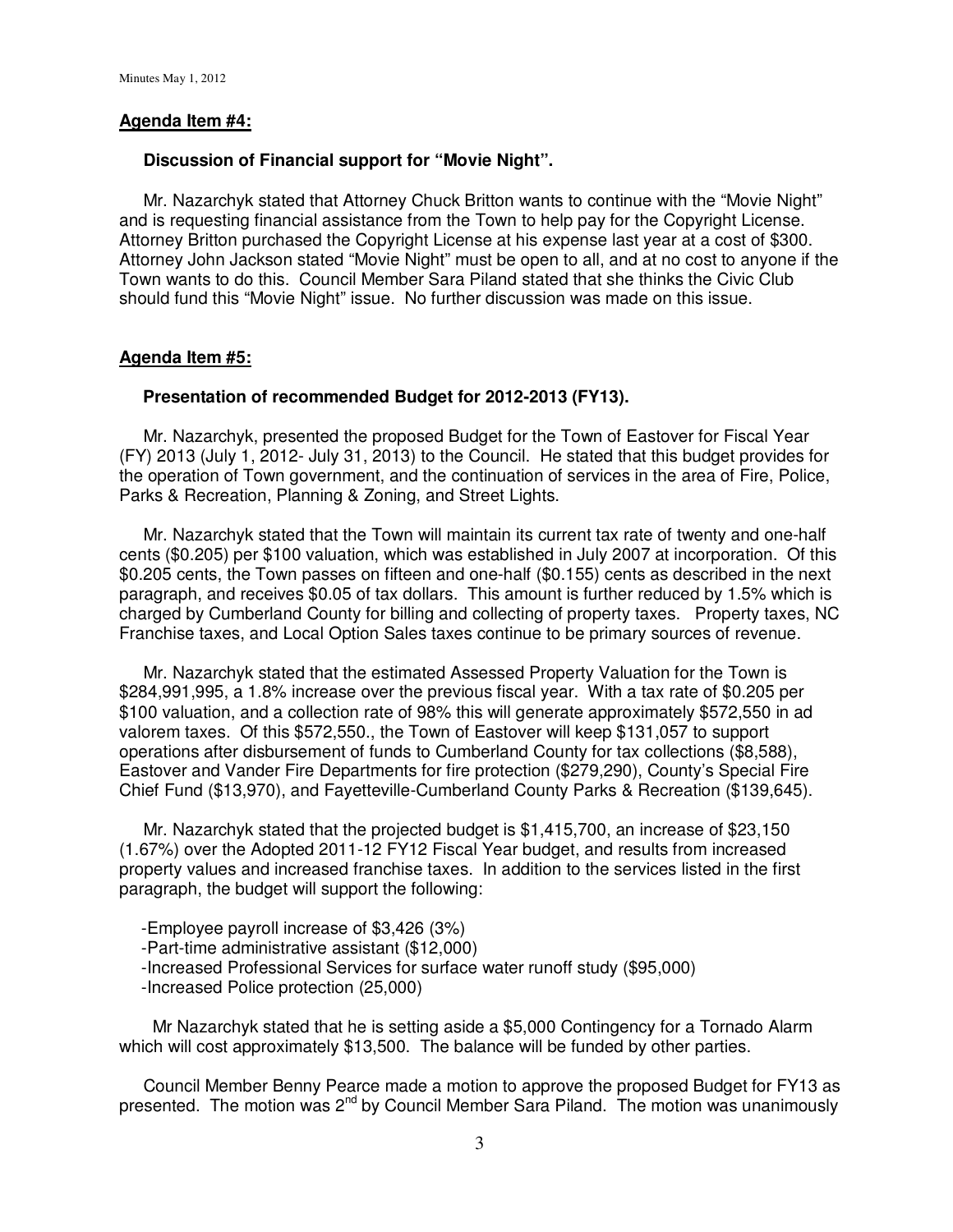**Agenda Item #4:**

**Discussion of Financial support for "Movie Night".**

Mr. Nazarchyk stated that Attorney Chuck Britton wants to continue with the "Movie Night" and is requesting financial assistance from the Town to help pay for the Copyright License. Attorney Britton purchased the Copyright License at his expense last year at a cost of $300. Attorney John Jackson stated "Movie Night" must be open to all, and at no cost to anyone if the Town wants to do this. Council Member Sara Piland stated that she thinks the Civic Club should fund this "Movie Night" issue. No further discussion was made on this issue.

**Agenda Item #5:**

**Presentation of recommended Budget for 2012-2013 (FY13).**

Mr. Nazarchyk, presented the proposed Budget for the Town of Eastover for Fiscal Year (FY) 2013 (July 1, 2012- July 31, 2013) to the Council. He stated that this budget provides for the operation of Town government, and the continuation of services in the area of Fire, Police, Parks & Recreation, Planning & Zoning, and Street Lights.

Mr. Nazarchyk stated that the Town will maintain its current tax rate of twenty and one-half cents ($0.205) per $100 valuation, which was established in July 2007 at incorporation. Of this $0.205 cents, the Town passes on fifteen and one-half ($0.155) cents as described in the next paragraph, and receives $0.05 of tax dollars. This amount is further reduced by 1.5% which is charged by Cumberland County for billing and collecting of property taxes. Property taxes, NC Franchise taxes, and Local Option Sales taxes continue to be primary sources of revenue.

Mr. Nazarchyk stated that the estimated Assessed Property Valuation for the Town is $284,991,995, a 1.8% increase over the previous fiscal year. With a tax rate of $0.205 per $100 valuation, and a collection rate of 98% this will generate approximately $572,550 in ad valorem taxes. Of this $572,550., the Town of Eastover will keep $131,057 to support operations after disbursement of funds to Cumberland County for tax collections ($8,588), Eastover and Vander Fire Departments for fire protection ($279,290), County's Special Fire Chief Fund ($13,970), and Fayetteville-Cumberland County Parks & Recreation ($139,645).

Mr. Nazarchyk stated that the projected budget is $1,415,700, an increase of $23,150 (1.67%) over the Adopted 2011-12 FY12 Fiscal Year budget, and results from increased property values and increased franchise taxes. In addition to the services listed in the first paragraph, the budget will support the following:

- Employee payroll increase of $3,426 (3%)
- Part-time administrative assistant ($12,000)
- Increased Professional Services for surface water runoff study ($95,000)
- Increased Police protection (25,000)

Mr Nazarchyk stated that he is setting aside a $5,000 Contingency for a Tornado Alarm which will cost approximately $13,500. The balance will be funded by other parties.

Council Member Benny Pearce made a motion to approve the proposed Budget for FY13 as presented. The motion was 2nd by Council Member Sara Piland. The motion was unanimously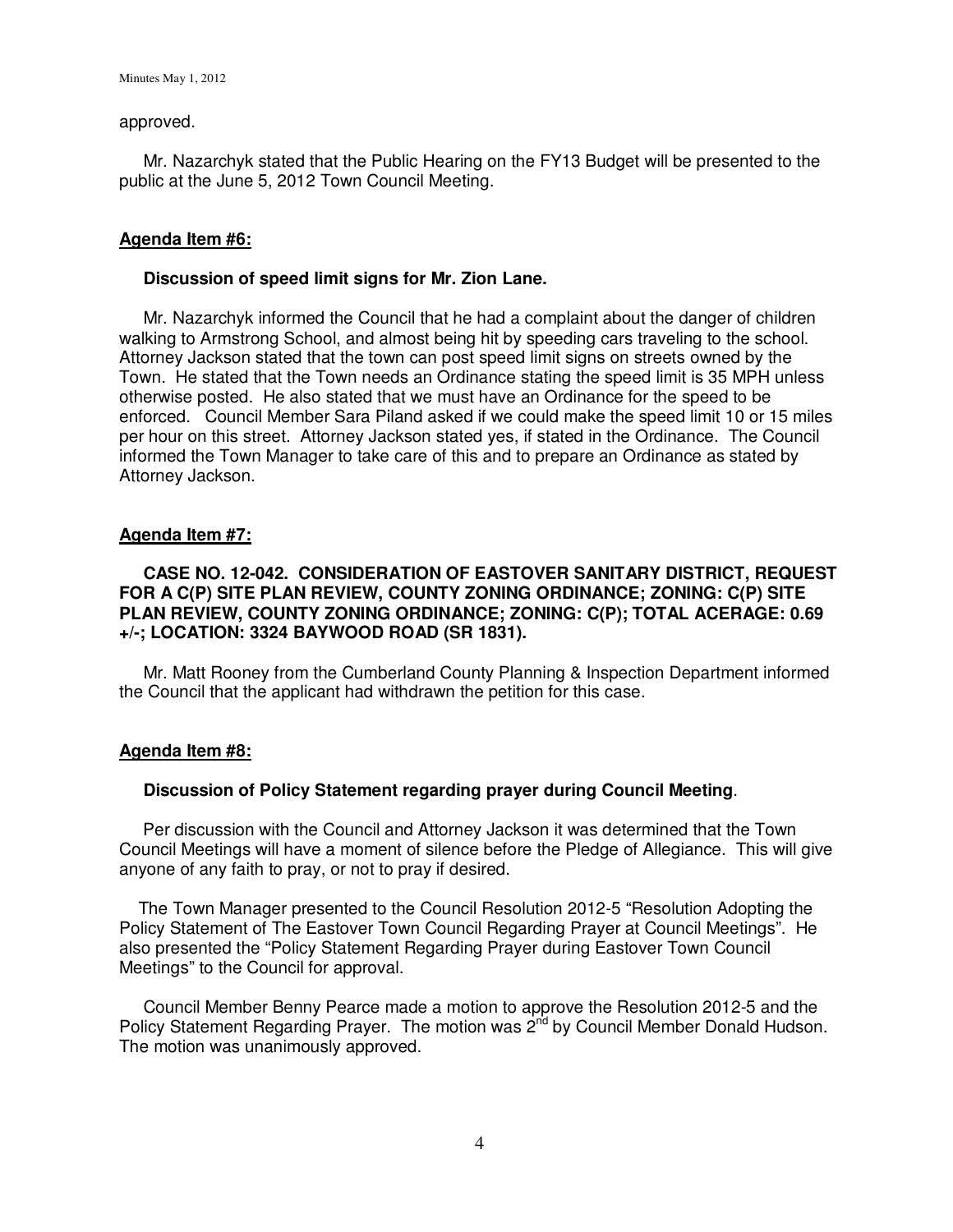approved.

Mr. Nazarchyk stated that the Public Hearing on the FY13 Budget will be presented to the public at the June 5, 2012 Town Council Meeting.

## Agenda Item #6:

**Discussion of speed limit signs for Mr. Zion Lane.**

Mr. Nazarchyk informed the Council that he had a complaint about the danger of children walking to Armstrong School, and almost being hit by speeding cars traveling to the school. Attorney Jackson stated that the town can post speed limit signs on streets owned by the Town. He stated that the Town needs an Ordinance stating the speed limit is 35 MPH unless otherwise posted. He also stated that we must have an Ordinance for the speed to be enforced. Council Member Sara Piland asked if we could make the speed limit 10 or 15 miles per hour on this street. Attorney Jackson stated yes, if stated in the Ordinance. The Council informed the Town Manager to take care of this and to prepare an Ordinance as stated by Attorney Jackson.

## Agenda Item #7:

**CASE NO. 12-042. CONSIDERATION OF EASTOVER SANITARY DISTRICT, REQUEST FOR A C(P) SITE PLAN REVIEW, COUNTY ZONING ORDINANCE; ZONING: C(P) SITE PLAN REVIEW, COUNTY ZONING ORDINANCE; ZONING: C(P); TOTAL ACERAGE: 0.69 +/-; LOCATION: 3324 BAYWOOD ROAD (SR 1831).**

Mr. Matt Rooney from the Cumberland County Planning & Inspection Department informed the Council that the applicant had withdrawn the petition for this case.

## Agenda Item #8:

**Discussion of Policy Statement regarding prayer during Council Meeting**.

Per discussion with the Council and Attorney Jackson it was determined that the Town Council Meetings will have a moment of silence before the Pledge of Allegiance. This will give anyone of any faith to pray, or not to pray if desired.

The Town Manager presented to the Council Resolution 2012-5 "Resolution Adopting the Policy Statement of The Eastover Town Council Regarding Prayer at Council Meetings". He also presented the "Policy Statement Regarding Prayer during Eastover Town Council Meetings" to the Council for approval.

Council Member Benny Pearce made a motion to approve the Resolution 2012-5 and the Policy Statement Regarding Prayer. The motion was 2nd by Council Member Donald Hudson. The motion was unanimously approved.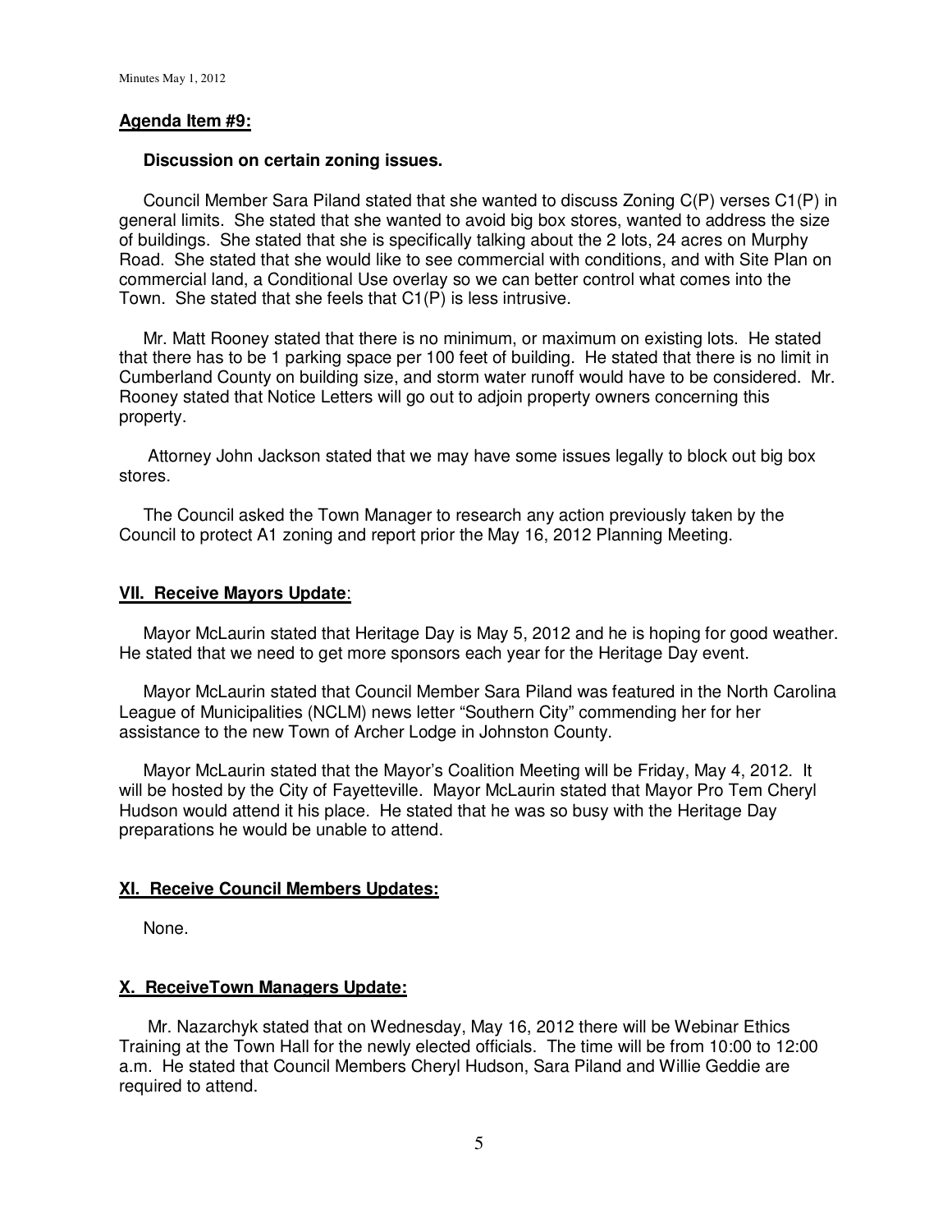**Agenda Item #9:**

**Discussion on certain zoning issues.**

Council Member Sara Piland stated that she wanted to discuss Zoning C(P) verses C1(P) in general limits. She stated that she wanted to avoid big box stores, wanted to address the size of buildings. She stated that she is specifically talking about the 2 lots, 24 acres on Murphy Road. She stated that she would like to see commercial with conditions, and with Site Plan on commercial land, a Conditional Use overlay so we can better control what comes into the Town. She stated that she feels that C1(P) is less intrusive.

Mr. Matt Rooney stated that there is no minimum, or maximum on existing lots. He stated that there has to be 1 parking space per 100 feet of building. He stated that there is no limit in Cumberland County on building size, and storm water runoff would have to be considered. Mr. Rooney stated that Notice Letters will go out to adjoin property owners concerning this property.

Attorney John Jackson stated that we may have some issues legally to block out big box stores.

The Council asked the Town Manager to research any action previously taken by the Council to protect A1 zoning and report prior the May 16, 2012 Planning Meeting.

**VII. Receive Mayors Update**:

Mayor McLaurin stated that Heritage Day is May 5, 2012 and he is hoping for good weather. He stated that we need to get more sponsors each year for the Heritage Day event.

Mayor McLaurin stated that Council Member Sara Piland was featured in the North Carolina League of Municipalities (NCLM) news letter "Southern City" commending her for her assistance to the new Town of Archer Lodge in Johnston County.

Mayor McLaurin stated that the Mayor's Coalition Meeting will be Friday, May 4, 2012. It will be hosted by the City of Fayetteville. Mayor McLaurin stated that Mayor Pro Tem Cheryl Hudson would attend it his place. He stated that he was so busy with the Heritage Day preparations he would be unable to attend.

**XI. Receive Council Members Updates:**

None.

**X. ReceiveTown Managers Update:**

Mr. Nazarchyk stated that on Wednesday, May 16, 2012 there will be Webinar Ethics Training at the Town Hall for the newly elected officials. The time will be from 10:00 to 12:00 a.m. He stated that Council Members Cheryl Hudson, Sara Piland and Willie Geddie are required to attend.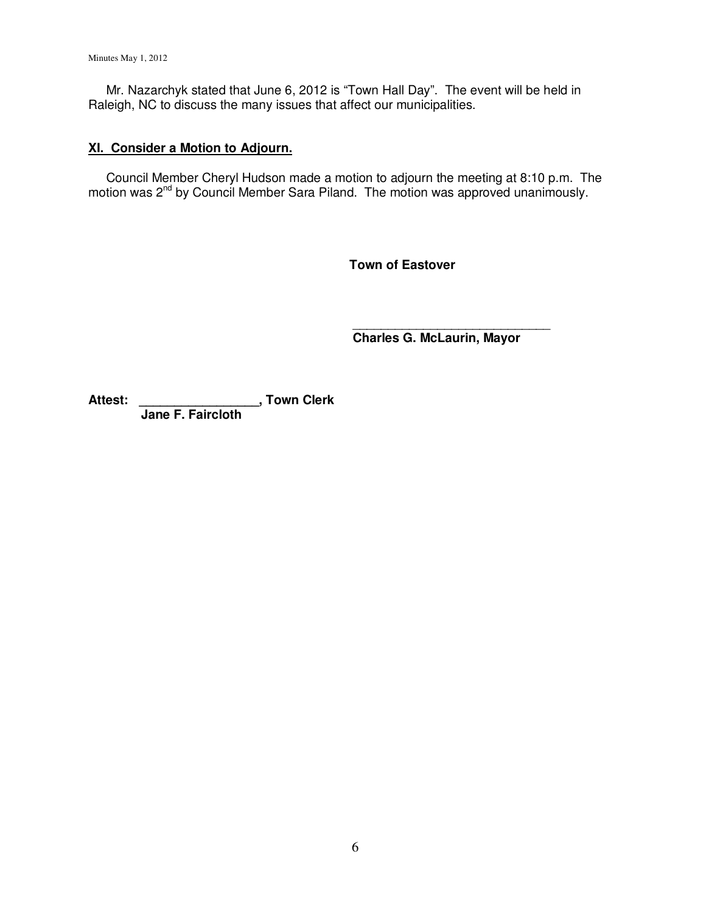Mr. Nazarchyk stated that June 6, 2012 is “Town Hall Day”. The event will be held in Raleigh, NC to discuss the many issues that affect our municipalities.

## XI. Consider a Motion to Adjourn.

Council Member Cheryl Hudson made a motion to adjourn the meeting at 8:10 p.m. The motion was 2nd by Council Member Sara Piland. The motion was approved unanimously.

**Town of Eastover**

\_\_\_\_\_\_\_\_\_\_\_\_\_\_\_\_\_\_\_\_\_\_\_\_\_\_\_\_\_\_
**Charles G. McLaurin, Mayor**

**Attest: \_\_\_\_\_\_\_\_\_\_\_\_\_\_\_\_\_, Town Clerk**
**Jane F. Faircloth**